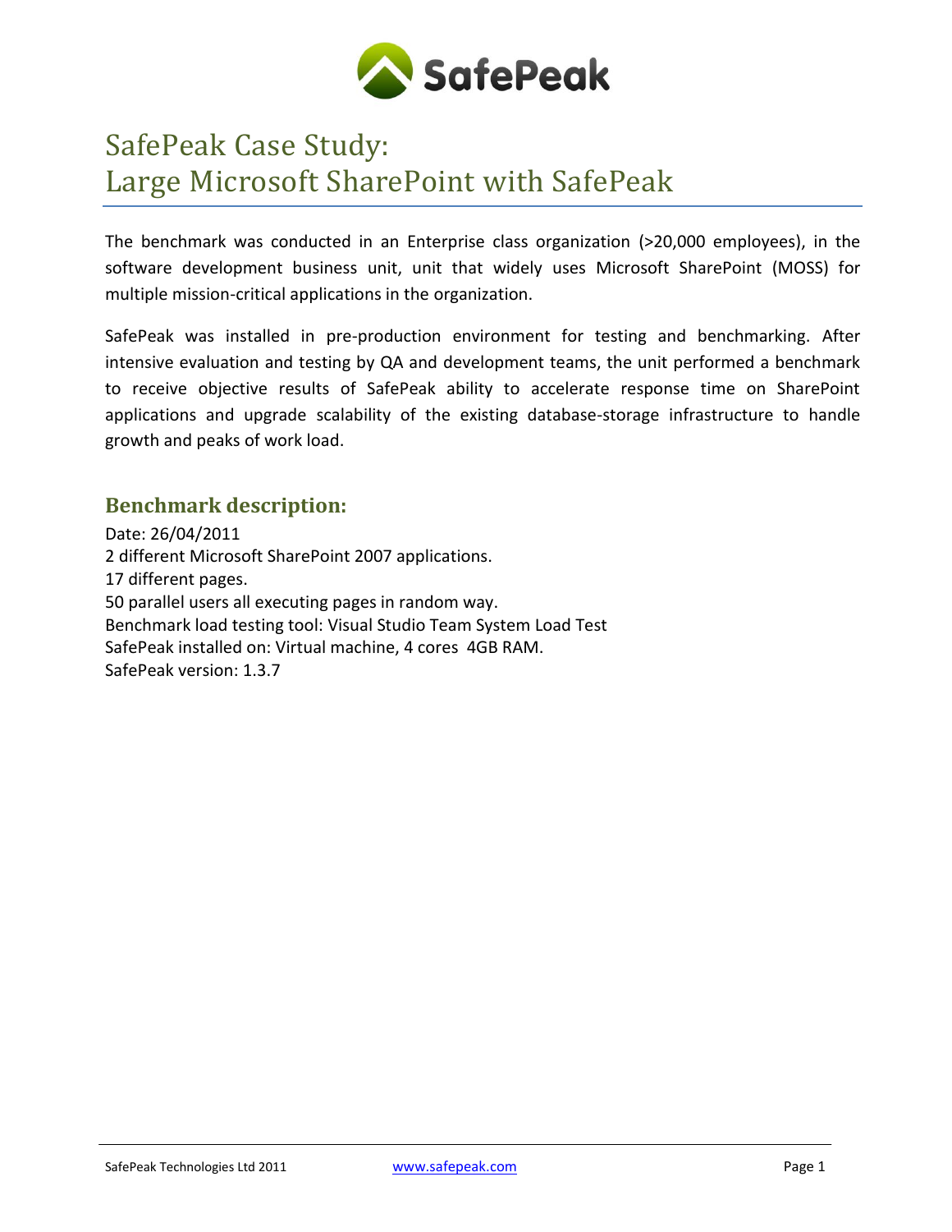# SafePeak Case Study:
# Large Microsoft SharePoint with SafePeak

The benchmark was conducted in an Enterprise class organization (>20,000 employees), in the software development business unit, unit that widely uses Microsoft SharePoint (MOSS) for multiple mission-critical applications in the organization.

SafePeak was installed in pre-production environment for testing and benchmarking. After intensive evaluation and testing by QA and development teams, the unit performed a benchmark to receive objective results of SafePeak ability to accelerate response time on SharePoint applications and upgrade scalability of the existing database-storage infrastructure to handle growth and peaks of work load.

## Benchmark description:

Date: 26/04/2011
2 different Microsoft SharePoint 2007 applications.
17 different pages.
50 parallel users all executing pages in random way.
Benchmark load testing tool: Visual Studio Team System Load Test
SafePeak installed on: Virtual machine, 4 cores 4GB RAM.
SafePeak version: 1.3.7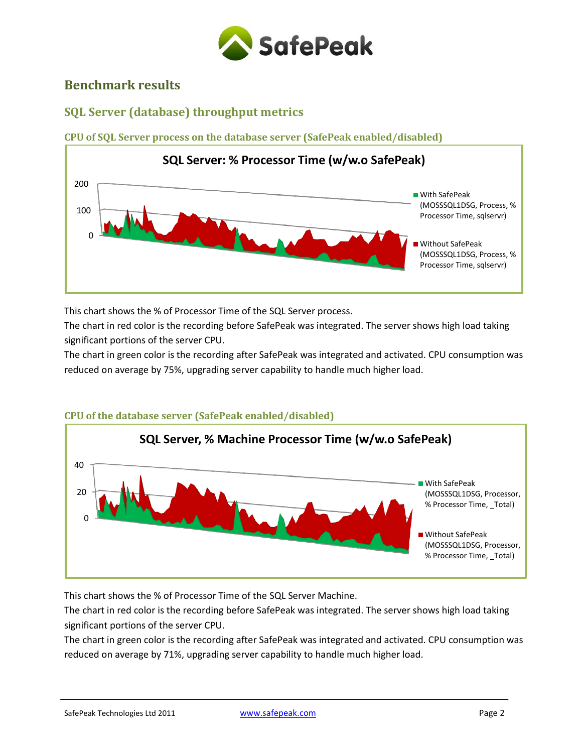# Benchmark results

## SQL Server (database) throughput metrics

### CPU of SQL Server process on the database server (SafePeak enabled/disabled)

This chart shows the % of Processor Time of the SQL Server process.
The chart in red color is the recording before SafePeak was integrated. The server shows high load taking significant portions of the server CPU.
The chart in green color is the recording after SafePeak was integrated and activated. CPU consumption was reduced on average by 75%, upgrading server capability to handle much higher load.

### CPU of the database server (SafePeak enabled/disabled)

This chart shows the % of Processor Time of the SQL Server Machine.
The chart in red color is the recording before SafePeak was integrated. The server shows high load taking significant portions of the server CPU.
The chart in green color is the recording after SafePeak was integrated and activated. CPU consumption was reduced on average by 71%, upgrading server capability to handle much higher load.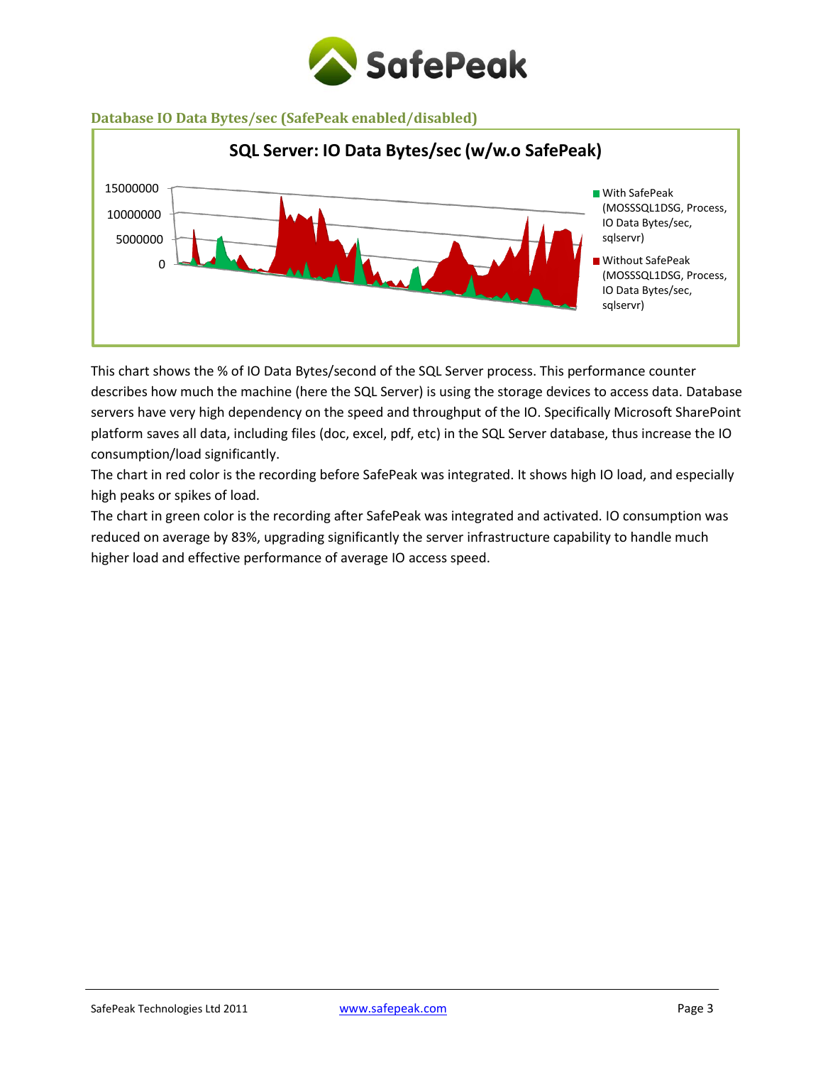## Database IO Data Bytes/sec (SafePeak enabled/disabled)

This chart shows the % of IO Data Bytes/second of the SQL Server process. This performance counter describes how much the machine (here the SQL Server) is using the storage devices to access data. Database servers have very high dependency on the speed and throughput of the IO. Specifically Microsoft SharePoint platform saves all data, including files (doc, excel, pdf, etc) in the SQL Server database, thus increase the IO consumption/load significantly.

The chart in red color is the recording before SafePeak was integrated. It shows high IO load, and especially high peaks or spikes of load.

The chart in green color is the recording after SafePeak was integrated and activated. IO consumption was reduced on average by 83%, upgrading significantly the server infrastructure capability to handle much higher load and effective performance of average IO access speed.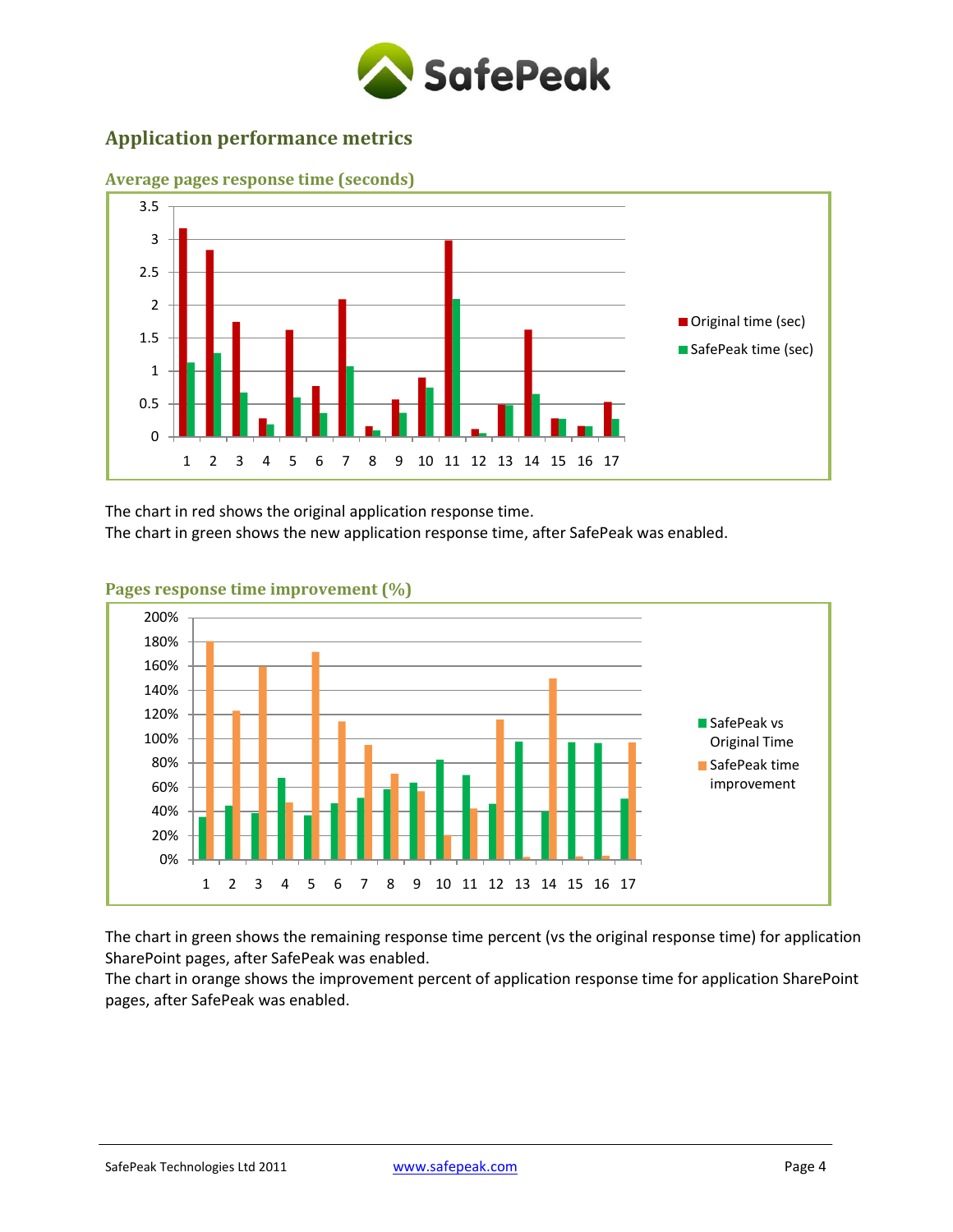## Application performance metrics

### Average pages response time (seconds)

The chart in red shows the original application response time.
The chart in green shows the new application response time, after SafePeak was enabled.

### Pages response time improvement (%)

The chart in green shows the remaining response time percent (vs the original response time) for application SharePoint pages, after SafePeak was enabled.
The chart in orange shows the improvement percent of application response time for application SharePoint pages, after SafePeak was enabled.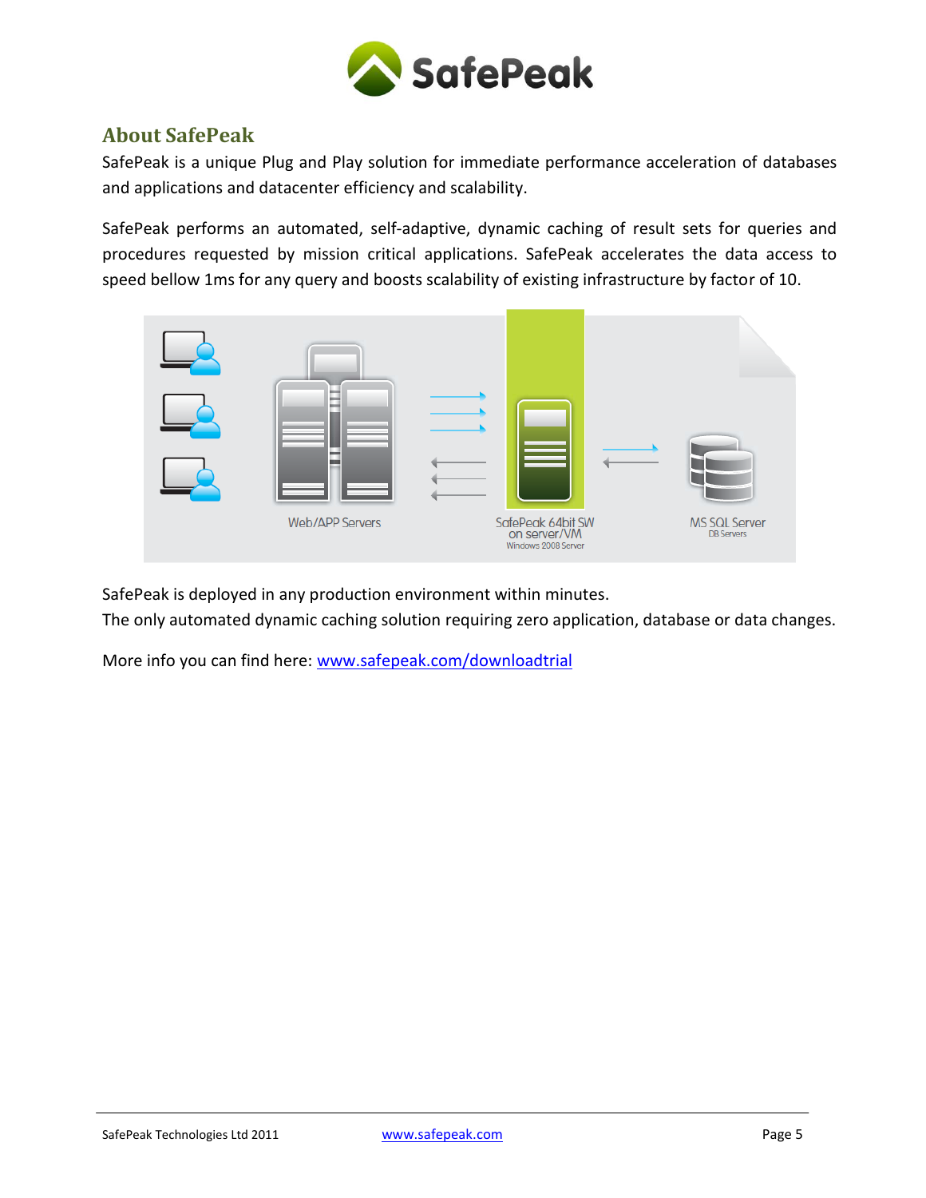## About SafePeak

SafePeak is a unique Plug and Play solution for immediate performance acceleration of databases and applications and datacenter efficiency and scalability.

SafePeak performs an automated, self-adaptive, dynamic caching of result sets for queries and procedures requested by mission critical applications. SafePeak accelerates the data access to speed bellow 1ms for any query and boosts scalability of existing infrastructure by factor of 10.

Web/APP Servers

SafePeak 64bit SW
on server/VM
Windows 2008 Server

MS SQL Server
DB Servers

SafePeak is deployed in any production environment within minutes.
The only automated dynamic caching solution requiring zero application, database or data changes.

More info you can find here: [www.safepeak.com/downloadtrial](http://www.safepeak.com/downloadtrial)